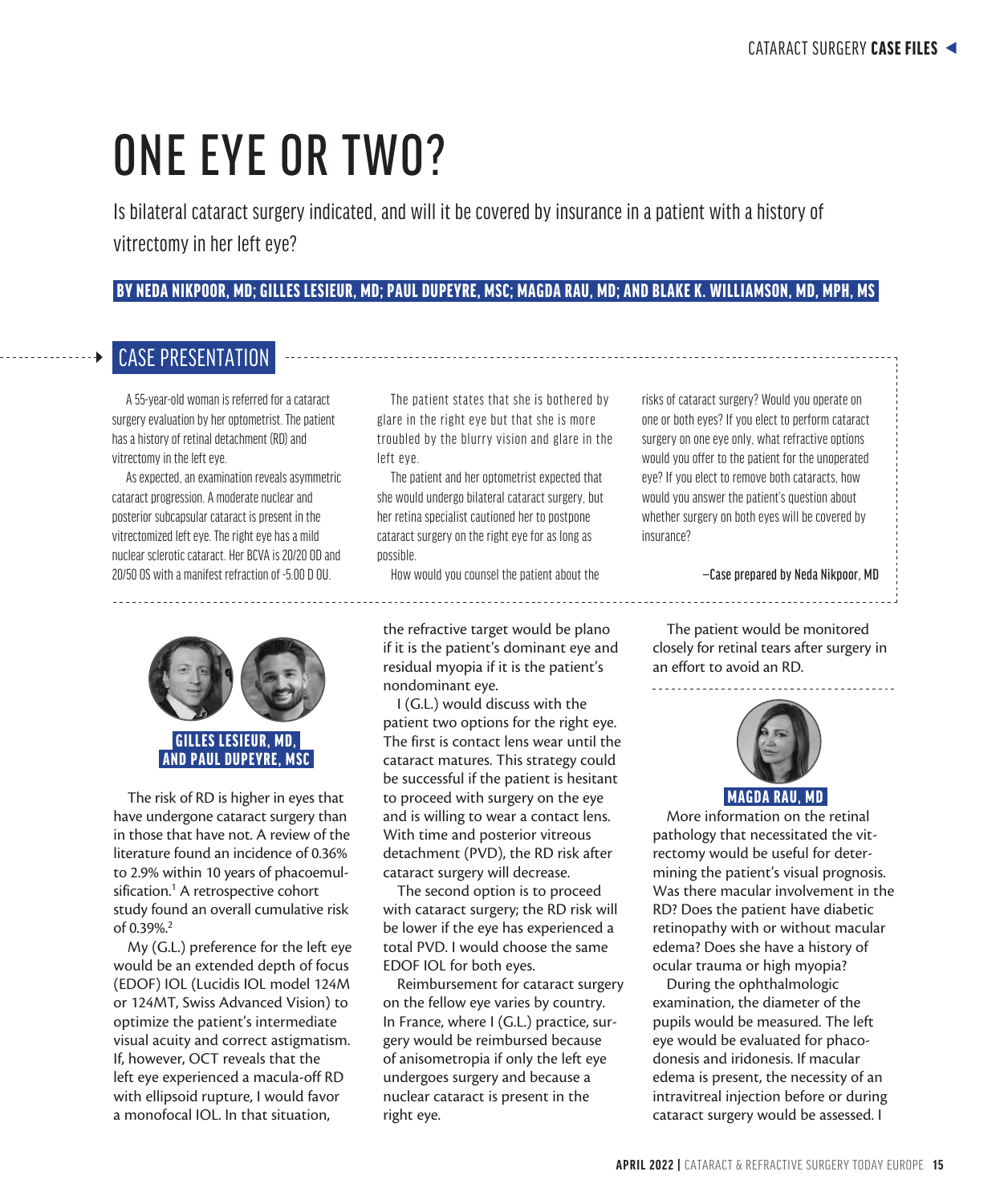# ONE EYE OR TWO?

Is bilateral cataract surgery indicated, and will it be covered by insurance in a patient with a history of vitrectomy in her left eye?

**BY NEDA NIKPOOR, MD; GILLES LESIEUR, MD; PAUL DUPEYRE, MSC; MAGDA RAU, MD; AND BLAKE K. WILLIAMSON, MD, MPH, MS**

## CASE PRESENTATION

A 55-year-old woman is referred for a cataract surgery evaluation by her optometrist. The patient has a history of retinal detachment (RD) and vitrectomy in the left eye.

As expected, an examination reveals asymmetric cataract progression. A moderate nuclear and posterior subcapsular cataract is present in the vitrectomized left eye. The right eye has a mild nuclear sclerotic cataract. Her BCVA is 20/20 OD and 20/50 OS with a manifest refraction of -5.00 D OU.

The patient states that she is bothered by glare in the right eye but that she is more troubled by the blurry vision and glare in the left eye.

The patient and her optometrist expected that she would undergo bilateral cataract surgery, but her retina specialist cautioned her to postpone cataract surgery on the right eye for as long as possible.

How would you counsel the patient about the risks of cataract surgery? Would you operate on one or both eyes? If you elect to perform cataract surgery on one eye only, what refractive options would you offer to the patient for the unoperated eye? If you elect to remove both cataracts, how would you answer the patient's question about whether surgery on both eyes will be covered by insurance?

—Case prepared by Neda Nikpoor, MD

### GILLES LESIEUR, MD, AND PAUL DUPEYRE, MSC

The risk of RD is higher in eyes that have undergone cataract surgery than in those that have not. A review of the literature found an incidence of 0.36% to 2.9% within 10 years of phacoemulsification.[1] A retrospective cohort study found an overall cumulative risk of 0.39%.[2]

My (G.L.) preference for the left eye would be an extended depth of focus (EDOF) IOL (Lucidis IOL model 124M or 124MT, Swiss Advanced Vision) to optimize the patient's intermediate visual acuity and correct astigmatism. If, however, OCT reveals that the left eye experienced a macula-off RD with ellipsoid rupture, I would favor a monofocal IOL. In that situation, the refractive target would be plano if it is the patient's dominant eye and residual myopia if it is the patient's nondominant eye.

I (G.L.) would discuss with the patient two options for the right eye. The first is contact lens wear until the cataract matures. This strategy could be successful if the patient is hesitant to proceed with surgery on the eye and is willing to wear a contact lens. With time and posterior vitreous detachment (PVD), the RD risk after cataract surgery will decrease.

The second option is to proceed with cataract surgery; the RD risk will be lower if the eye has experienced a total PVD. I would choose the same EDOF IOL for both eyes.

Reimbursement for cataract surgery on the fellow eye varies by country. In France, where I (G.L.) practice, surgery would be reimbursed because of anisometropia if only the left eye undergoes surgery and because a nuclear cataract is present in the right eye.

The patient would be monitored closely for retinal tears after surgery in an effort to avoid an RD.

### MAGDA RAU, MD

More information on the retinal pathology that necessitated the vitrectomy would be useful for determining the patient's visual prognosis. Was there macular involvement in the RD? Does the patient have diabetic retinopathy with or without macular edema? Does she have a history of ocular trauma or high myopia?

During the ophthalmologic examination, the diameter of the pupils would be measured. The left eye would be evaluated for phacodonesis and iridonesis. If macular edema is present, the necessity of an intravitreal injection before or during cataract surgery would be assessed. I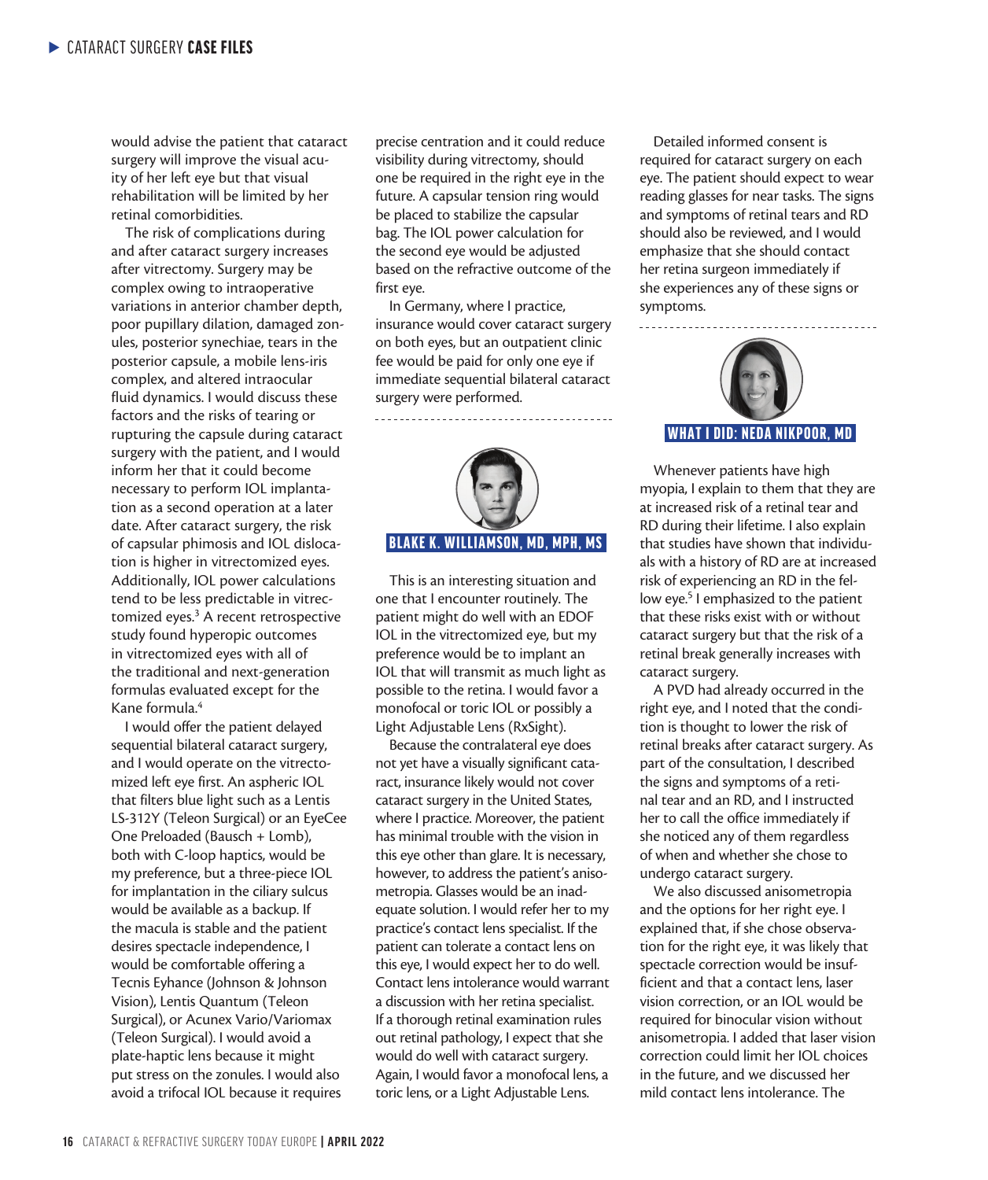would advise the patient that cataract surgery will improve the visual acuity of her left eye but that visual rehabilitation will be limited by her retinal comorbidities.

The risk of complications during and after cataract surgery increases after vitrectomy. Surgery may be complex owing to intraoperative variations in anterior chamber depth, poor pupillary dilation, damaged zonules, posterior synechiae, tears in the posterior capsule, a mobile lens-iris complex, and altered intraocular fluid dynamics. I would discuss these factors and the risks of tearing or rupturing the capsule during cataract surgery with the patient, and I would inform her that it could become necessary to perform IOL implantation as a second operation at a later date. After cataract surgery, the risk of capsular phimosis and IOL dislocation is higher in vitrectomized eyes. Additionally, IOL power calculations tend to be less predictable in vitrectomized eyes.[3] A recent retrospective study found hyperopic outcomes in vitrectomized eyes with all of the traditional and next-generation formulas evaluated except for the Kane formula.[4]

I would offer the patient delayed sequential bilateral cataract surgery, and I would operate on the vitrectomized left eye first. An aspheric IOL that filters blue light such as a Lentis LS-312Y (Teleon Surgical) or an EyeCee One Preloaded (Bausch + Lomb), both with C-loop haptics, would be my preference, but a three-piece IOL for implantation in the ciliary sulcus would be available as a backup. If the macula is stable and the patient desires spectacle independence, I would be comfortable offering a Tecnis Eyhance (Johnson & Johnson Vision), Lentis Quantum (Teleon Surgical), or Acunex Vario/Variomax (Teleon Surgical). I would avoid a plate-haptic lens because it might put stress on the zonules. I would also avoid a trifocal IOL because it requires precise centration and it could reduce visibility during vitrectomy, should one be required in the right eye in the future. A capsular tension ring would be placed to stabilize the capsular bag. The IOL power calculation for the second eye would be adjusted based on the refractive outcome of the first eye.

In Germany, where I practice, insurance would cover cataract surgery on both eyes, but an outpatient clinic fee would be paid for only one eye if immediate sequential bilateral cataract surgery were performed.

## BLAKE K. WILLIAMSON, MD, MPH, MS

This is an interesting situation and one that I encounter routinely. The patient might do well with an EDOF IOL in the vitrectomized eye, but my preference would be to implant an IOL that will transmit as much light as possible to the retina. I would favor a monofocal or toric IOL or possibly a Light Adjustable Lens (RxSight).

Because the contralateral eye does not yet have a visually significant cataract, insurance likely would not cover cataract surgery in the United States, where I practice. Moreover, the patient has minimal trouble with the vision in this eye other than glare. It is necessary, however, to address the patient's anisometropia. Glasses would be an inadequate solution. I would refer her to my practice's contact lens specialist. If the patient can tolerate a contact lens on this eye, I would expect her to do well. Contact lens intolerance would warrant a discussion with her retina specialist. If a thorough retinal examination rules out retinal pathology, I expect that she would do well with cataract surgery. Again, I would favor a monofocal lens, a toric lens, or a Light Adjustable Lens.

Detailed informed consent is required for cataract surgery on each eye. The patient should expect to wear reading glasses for near tasks. The signs and symptoms of retinal tears and RD should also be reviewed, and I would emphasize that she should contact her retina surgeon immediately if she experiences any of these signs or symptoms.

## WHAT I DID: NEDA NIKPOOR, MD

Whenever patients have high myopia, I explain to them that they are at increased risk of a retinal tear and RD during their lifetime. I also explain that studies have shown that individuals with a history of RD are at increased risk of experiencing an RD in the fellow eye.[5] I emphasized to the patient that these risks exist with or without cataract surgery but that the risk of a retinal break generally increases with cataract surgery.

A PVD had already occurred in the right eye, and I noted that the condition is thought to lower the risk of retinal breaks after cataract surgery. As part of the consultation, I described the signs and symptoms of a retinal tear and an RD, and I instructed her to call the office immediately if she noticed any of them regardless of when and whether she chose to undergo cataract surgery.

We also discussed anisometropia and the options for her right eye. I explained that, if she chose observation for the right eye, it was likely that spectacle correction would be insufficient and that a contact lens, laser vision correction, or an IOL would be required for binocular vision without anisometropia. I added that laser vision correction could limit her IOL choices in the future, and we discussed her mild contact lens intolerance. The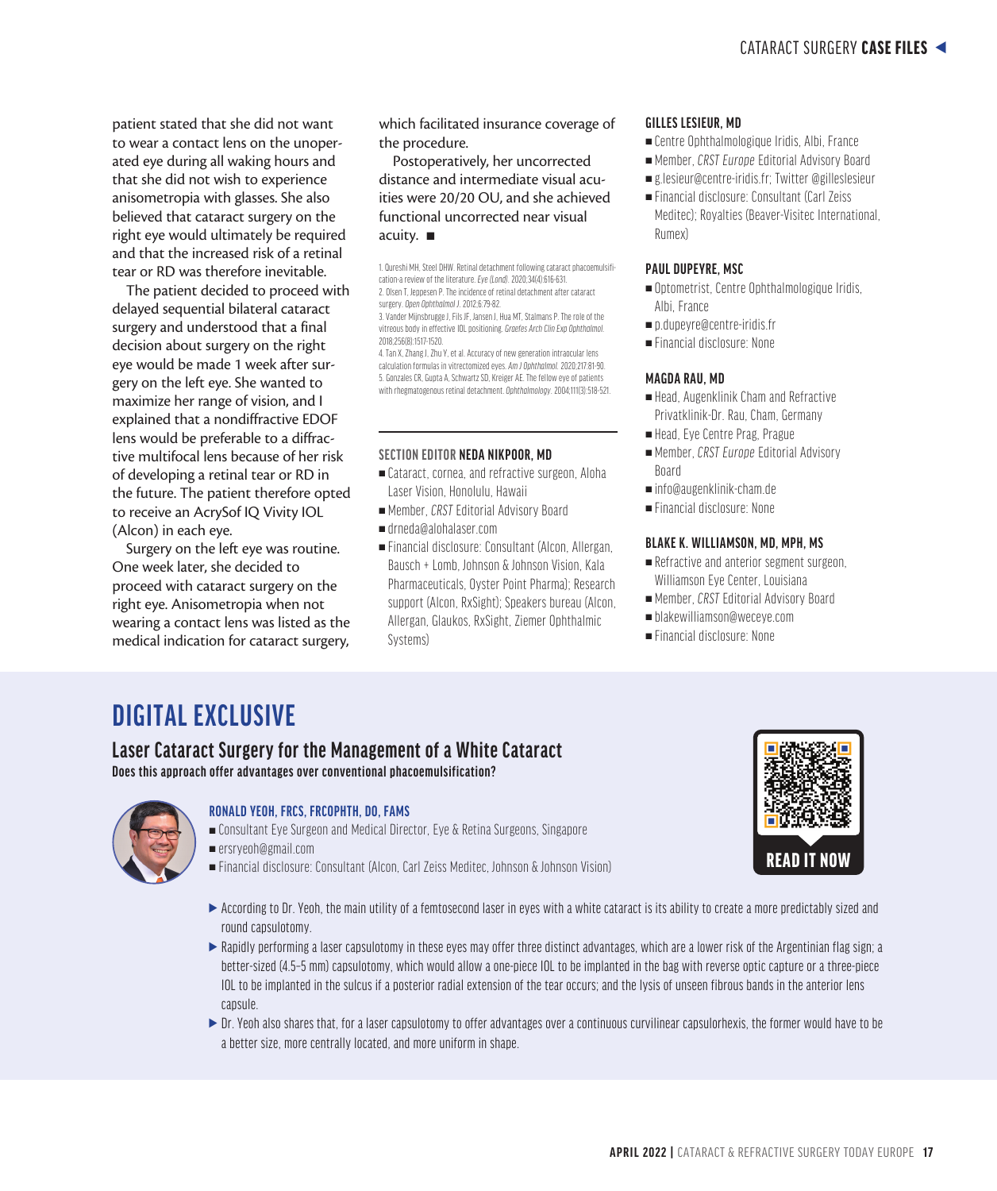patient stated that she did not want to wear a contact lens on the unoperated eye during all waking hours and that she did not wish to experience anisometropia with glasses. She also believed that cataract surgery on the right eye would ultimately be required and that the increased risk of a retinal tear or RD was therefore inevitable.

The patient decided to proceed with delayed sequential bilateral cataract surgery and understood that a final decision about surgery on the right eye would be made 1 week after surgery on the left eye. She wanted to maximize her range of vision, and I explained that a nondiffractive EDOF lens would be preferable to a diffractive multifocal lens because of her risk of developing a retinal tear or RD in the future. The patient therefore opted to receive an AcrySof IQ Vivity IOL (Alcon) in each eye.

Surgery on the left eye was routine. One week later, she decided to proceed with cataract surgery on the right eye. Anisometropia when not wearing a contact lens was listed as the medical indication for cataract surgery, which facilitated insurance coverage of the procedure.

Postoperatively, her uncorrected distance and intermediate visual acuities were 20/20 OU, and she achieved functional uncorrected near visual acuity. ■

1. Qureshi MH, Steel DHW. Retinal detachment following cataract phacoemulsification-a review of the literature. *Eye (Lond)*. 2020;34(4):616-631.
2. Olsen T, Jeppesen P. The incidence of retinal detachment after cataract surgery. *Open Ophthalmol J*. 2012;6:79-82.
3. Vander Mijnsbrugge J, Fils JF, Jansen J, Hua MT, Stalmans P. The role of the vitreous body in effective IOL positioning. *Graefes Arch Clin Exp Ophthalmol*. 2018;256(8):1517-1520.
4. Tan X, Zhang J, Zhu Y, et al. Accuracy of new generation intraocular lens calculation formulas in vitrectomized eyes. *Am J Ophthalmol*. 2020;217:81-90.
5. Gonzales CR, Gupta A, Schwartz SD, Kreiger AE. The fellow eye of patients with rhegmatogenous retinal detachment. *Ophthalmology*. 2004;111(3):518-521.

**SECTION EDITOR NEDA NIKPOOR, MD**
- Cataract, cornea, and refractive surgeon, Aloha Laser Vision, Honolulu, Hawaii
- Member, *CRST* Editorial Advisory Board
- drneda@alohalaser.com
- Financial disclosure: Consultant (Alcon, Allergan, Bausch + Lomb, Johnson & Johnson Vision, Kala Pharmaceuticals, Oyster Point Pharma); Research support (Alcon, RxSight); Speakers bureau (Alcon, Allergan, Glaukos, RxSight, Ziemer Ophthalmic Systems)

**GILLES LESIEUR, MD**
- Centre Ophthalmologique Iridis, Albi, France
- Member, *CRST Europe* Editorial Advisory Board
- g.lesieur@centre-iridis.fr; Twitter @gilleslesieur
- Financial disclosure: Consultant (Carl Zeiss Meditec); Royalties (Beaver-Visitec International, Rumex)

**PAUL DUPEYRE, MSC**
- Optometrist, Centre Ophthalmologique Iridis, Albi, France
- p.dupeyre@centre-iridis.fr
- Financial disclosure: None

**MAGDA RAU, MD**
- Head, Augenklinik Cham and Refractive Privatklinik-Dr. Rau, Cham, Germany
- Head, Eye Centre Prag, Prague
- Member, *CRST Europe* Editorial Advisory Board
- info@augenklinik-cham.de
- Financial disclosure: None

**BLAKE K. WILLIAMSON, MD, MPH, MS**
- Refractive and anterior segment surgeon, Williamson Eye Center, Louisiana
- Member, *CRST* Editorial Advisory Board
- blakewilliamson@weceye.com
- Financial disclosure: None

# DIGITAL EXCLUSIVE

## Laser Cataract Surgery for the Management of a White Cataract

**Does this approach offer advantages over conventional phacoemulsification?**

**RONALD YEOH, FRCS, FRCOPHTH, DO, FAMS**
- Consultant Eye Surgeon and Medical Director, Eye & Retina Surgeons, Singapore
- ersryeoh@gmail.com
- Financial disclosure: Consultant (Alcon, Carl Zeiss Meditec, Johnson & Johnson Vision)

READ IT NOW

- According to Dr. Yeoh, the main utility of a femtosecond laser in eyes with a white cataract is its ability to create a more predictably sized and round capsulotomy.
- Rapidly performing a laser capsulotomy in these eyes may offer three distinct advantages, which are a lower risk of the Argentinian flag sign; a better-sized (4.5–5 mm) capsulotomy, which would allow a one-piece IOL to be implanted in the bag with reverse optic capture or a three-piece IOL to be implanted in the sulcus if a posterior radial extension of the tear occurs; and the lysis of unseen fibrous bands in the anterior lens capsule.
- Dr. Yeoh also shares that, for a laser capsulotomy to offer advantages over a continuous curvilinear capsulorhexis, the former would have to be a better size, more centrally located, and more uniform in shape.